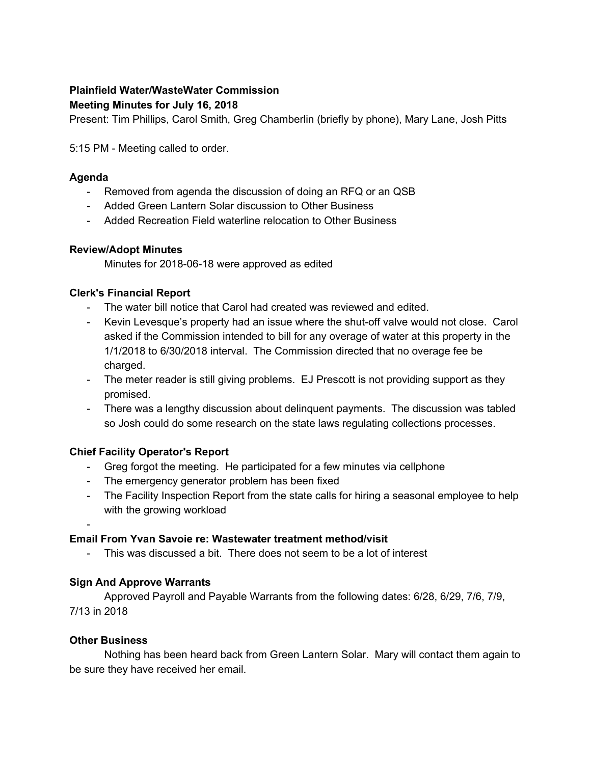**Plainfield Water/WasteWater Commission**
**Meeting Minutes for July 16, 2018**

Present: Tim Phillips, Carol Smith, Greg Chamberlin (briefly by phone), Mary Lane, Josh Pitts

5:15 PM - Meeting called to order.

### Agenda

- Removed from agenda the discussion of doing an RFQ or an QSB
- Added Green Lantern Solar discussion to Other Business
- Added Recreation Field waterline relocation to Other Business

### Review/Adopt Minutes

Minutes for 2018-06-18 were approved as edited

### Clerk's Financial Report

- The water bill notice that Carol had created was reviewed and edited.
- Kevin Levesque's property had an issue where the shut-off valve would not close. Carol asked if the Commission intended to bill for any overage of water at this property in the 1/1/2018 to 6/30/2018 interval. The Commission directed that no overage fee be charged.
- The meter reader is still giving problems. EJ Prescott is not providing support as they promised.
- There was a lengthy discussion about delinquent payments. The discussion was tabled so Josh could do some research on the state laws regulating collections processes.

### Chief Facility Operator's Report

- Greg forgot the meeting. He participated for a few minutes via cellphone
- The emergency generator problem has been fixed
- The Facility Inspection Report from the state calls for hiring a seasonal employee to help with the growing workload
-

### Email From Yvan Savoie re: Wastewater treatment method/visit

- This was discussed a bit. There does not seem to be a lot of interest

### Sign And Approve Warrants

Approved Payroll and Payable Warrants from the following dates: 6/28, 6/29, 7/6, 7/9, 7/13 in 2018

### Other Business

Nothing has been heard back from Green Lantern Solar. Mary will contact them again to be sure they have received her email.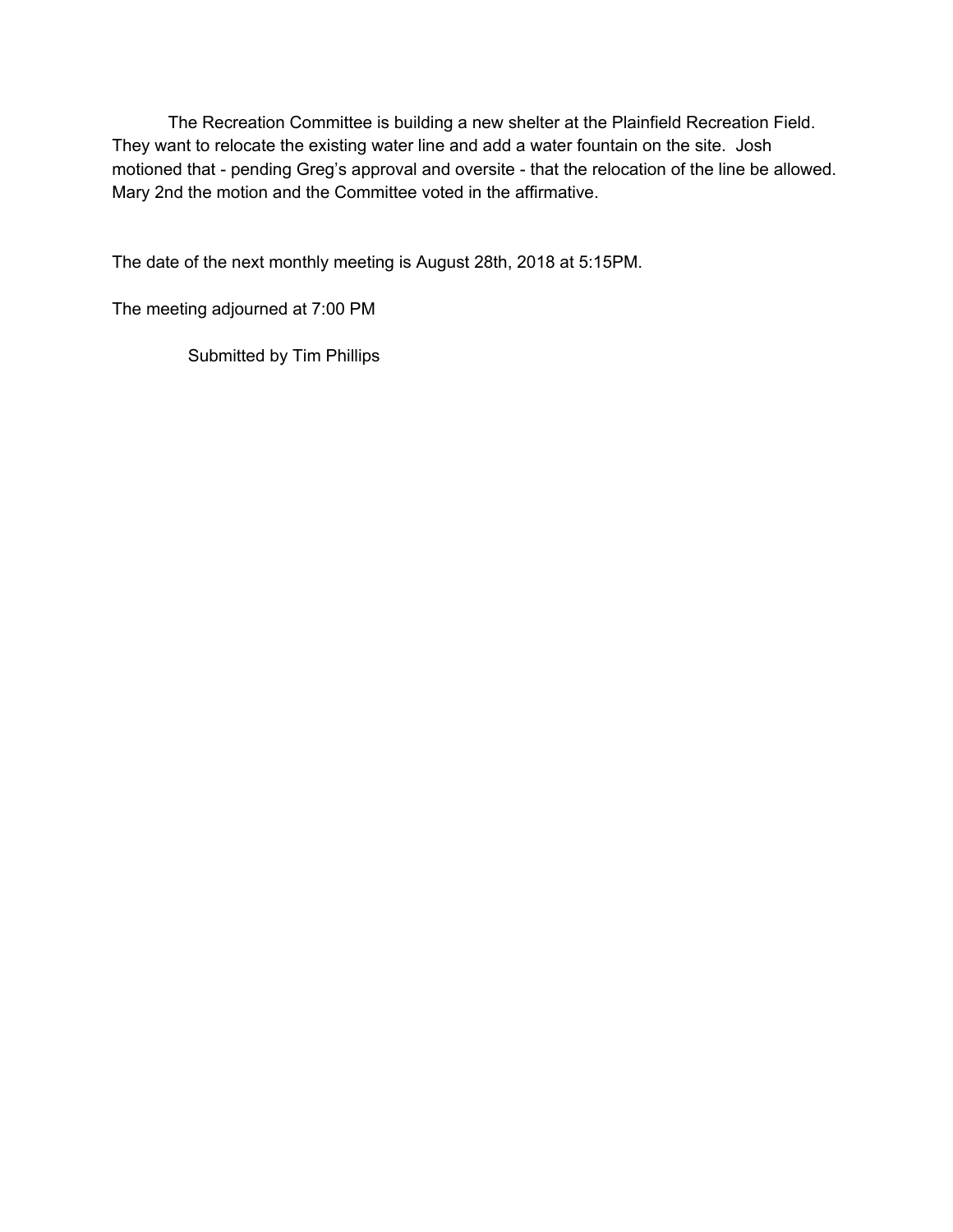The Recreation Committee is building a new shelter at the Plainfield Recreation Field. They want to relocate the existing water line and add a water fountain on the site. Josh motioned that - pending Greg's approval and oversite - that the relocation of the line be allowed. Mary 2nd the motion and the Committee voted in the affirmative.

The date of the next monthly meeting is August 28th, 2018 at 5:15PM.

The meeting adjourned at 7:00 PM

Submitted by Tim Phillips